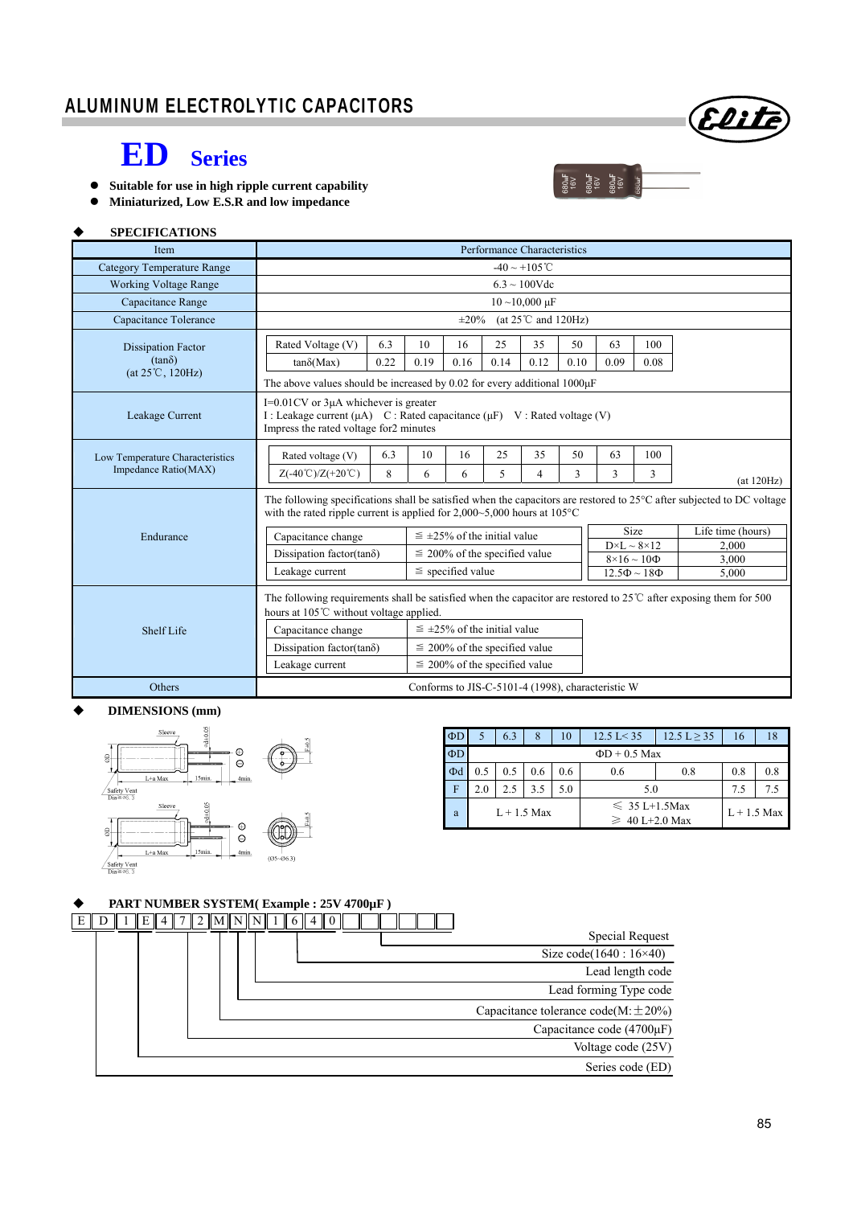# ALUMINUM ELECTROLYTIC CAPACITORS

## ED Series

- **Suitable for use in high ripple current capability**
- **Miniaturized, Low E.S.R and low impedance**

### SPECIFICATIONS

| Item | Performance Characteristics |
|---|---|
| Category Temperature Range | -40 ~ +105℃ |
| Working Voltage Range | 6.3 ~ 100Vdc |
| Capacitance Range | 10 ~10,000 μF |
| Capacitance Tolerance | ±20% (at 25℃ and 120Hz) |
| Dissipation Factor (tanδ) (at 25℃, 120Hz) | Rated Voltage (V): 6.3 / 10 / 16 / 25 / 35 / 50 / 63 / 100<br>tanδ(Max): 0.22 / 0.19 / 0.16 / 0.14 / 0.12 / 0.10 / 0.09 / 0.08<br>The above values should be increased by 0.02 for every additional 1000μF |
| Leakage Current | I=0.01CV or 3μA whichever is greater<br>I : Leakage current (μA) C : Rated capacitance (μF) V : Rated voltage (V)<br>Impress the rated voltage for2 minutes |
| Low Temperature Characteristics Impedance Ratio(MAX) | Rated voltage (V): 6.3 / 10 / 16 / 25 / 35 / 50 / 63 / 100<br>Z(-40℃)/Z(+20℃): 8 / 6 / 6 / 5 / 4 / 3 / 3 / 3<br>(at 120Hz) |
| Endurance | The following specifications shall be satisfied when the capacitors are restored to 25°C after subjected to DC voltage with the rated ripple current is applied for 2,000~5,000 hours at 105°C<br>Capacitance change: ≦ ±25% of the initial value<br>Dissipation factor(tanδ): ≦ 200% of the specified value<br>Leakage current: ≦ specified value<br>Size / Life time (hours): D×L ~ 8×12 : 2,000; 8×16 ~ 10Φ : 3,000; 12.5Φ ~ 18Φ : 5,000 |
| Shelf Life | The following requirements shall be satisfied when the capacitor are restored to 25℃ after exposing them for 500 hours at 105℃ without voltage applied.<br>Capacitance change: ≦ ±25% of the initial value<br>Dissipation factor(tanδ): ≦ 200% of the specified value<br>Leakage current: ≦ 200% of the specified value |
| Others | Conforms to JIS-C-5101-4 (1998), characteristic W |

### DIMENSIONS (mm)

| ΦD | 5 | 6.3 | 8 | 10 | 12.5 L< 35 | 12.5 L≧35 | 16 | 18 |
|---|---|---|---|---|---|---|---|---|
| ΦD | ΦD + 0.5 Max | | | | | | | |
| Φd | 0.5 | 0.5 | 0.6 | 0.6 | 0.6 | 0.8 | 0.8 | 0.8 |
| F | 2.0 | 2.5 | 3.5 | 5.0 | 5.0 | | 7.5 | 7.5 |
| a | L + 1.5 Max | | | | ≦ 35 L+1.5Max<br>≧ 40 L+2.0 Max | | L + 1.5 Max | |

### PART NUMBER SYSTEM( Example : 25V 4700μF )

E D 1 E 4 7 2 M N N 1 6 4 0

- Series code (ED)
- Voltage code (25V)
- Capacitance code (4700μF)
- Capacitance tolerance code(M:±20%)
- Lead forming Type code
- Lead length code
- Size code(1640 : 16×40)
- Special Request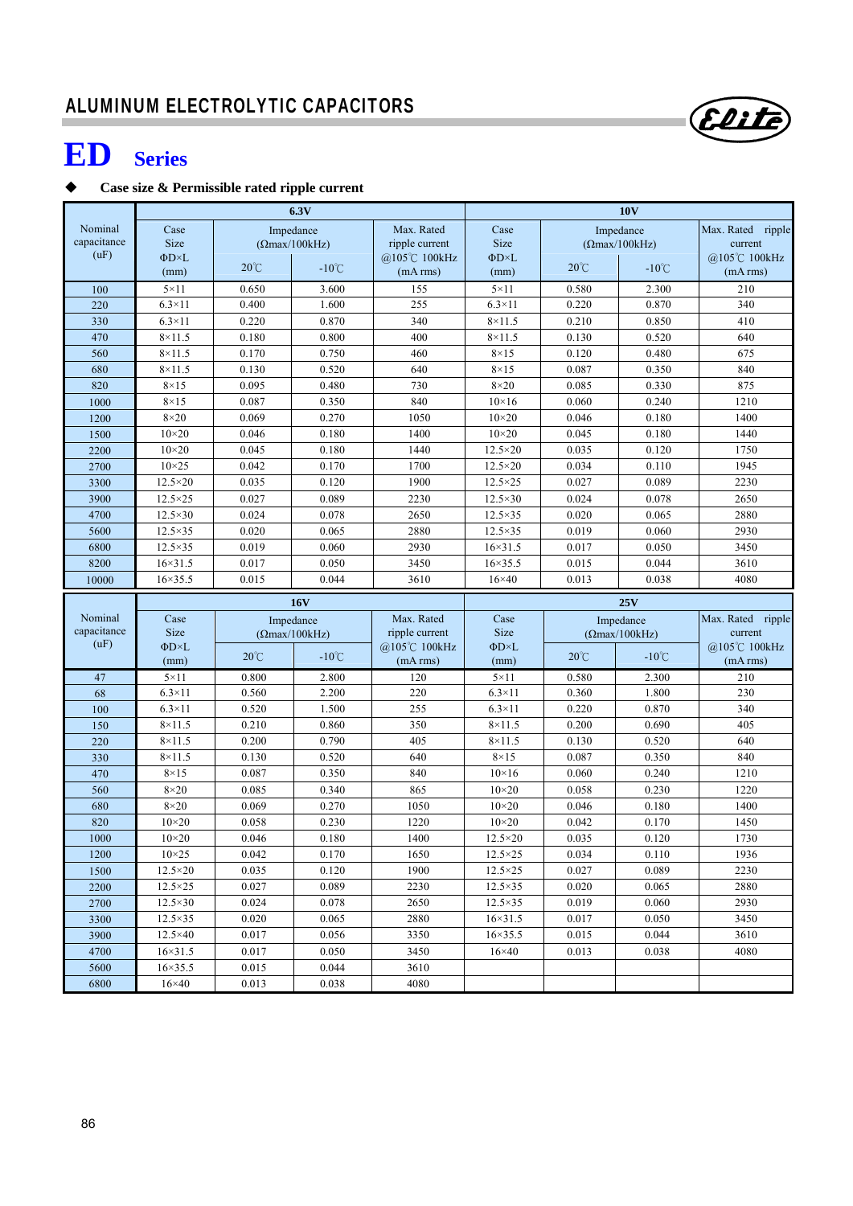# ALUMINUM ELECTROLYTIC CAPACITORS

# ED Series

◆ **Case size & Permissible rated ripple current**

| Nominal capacitance (uF) | 6.3V | | | | 10V | | | |
|---|---|---|---|---|---|---|---|---|
| | Case Size ΦD×L (mm) | Impedance (Ωmax/100kHz) 20℃ | Impedance (Ωmax/100kHz) -10℃ | Max. Rated ripple current @105℃ 100kHz (mA rms) | Case Size ΦD×L (mm) | Impedance (Ωmax/100kHz) 20℃ | Impedance (Ωmax/100kHz) -10℃ | Max. Rated ripple current @105℃ 100kHz (mA rms) |
| 100 | 5×11 | 0.650 | 3.600 | 155 | 5×11 | 0.580 | 2.300 | 210 |
| 220 | 6.3×11 | 0.400 | 1.600 | 255 | 6.3×11 | 0.220 | 0.870 | 340 |
| 330 | 6.3×11 | 0.220 | 0.870 | 340 | 8×11.5 | 0.210 | 0.850 | 410 |
| 470 | 8×11.5 | 0.180 | 0.800 | 400 | 8×11.5 | 0.130 | 0.520 | 640 |
| 560 | 8×11.5 | 0.170 | 0.750 | 460 | 8×15 | 0.120 | 0.480 | 675 |
| 680 | 8×11.5 | 0.130 | 0.520 | 640 | 8×15 | 0.087 | 0.350 | 840 |
| 820 | 8×15 | 0.095 | 0.480 | 730 | 8×20 | 0.085 | 0.330 | 875 |
| 1000 | 8×15 | 0.087 | 0.350 | 840 | 10×16 | 0.060 | 0.240 | 1210 |
| 1200 | 8×20 | 0.069 | 0.270 | 1050 | 10×20 | 0.046 | 0.180 | 1400 |
| 1500 | 10×20 | 0.046 | 0.180 | 1400 | 10×20 | 0.045 | 0.180 | 1440 |
| 2200 | 10×20 | 0.045 | 0.180 | 1440 | 12.5×20 | 0.035 | 0.120 | 1750 |
| 2700 | 10×25 | 0.042 | 0.170 | 1700 | 12.5×20 | 0.034 | 0.110 | 1945 |
| 3300 | 12.5×20 | 0.035 | 0.120 | 1900 | 12.5×25 | 0.027 | 0.089 | 2230 |
| 3900 | 12.5×25 | 0.027 | 0.089 | 2230 | 12.5×30 | 0.024 | 0.078 | 2650 |
| 4700 | 12.5×30 | 0.024 | 0.078 | 2650 | 12.5×35 | 0.020 | 0.065 | 2880 |
| 5600 | 12.5×35 | 0.020 | 0.065 | 2880 | 12.5×35 | 0.019 | 0.060 | 2930 |
| 6800 | 12.5×35 | 0.019 | 0.060 | 2930 | 16×31.5 | 0.017 | 0.050 | 3450 |
| 8200 | 16×31.5 | 0.017 | 0.050 | 3450 | 16×35.5 | 0.015 | 0.044 | 3610 |
| 10000 | 16×35.5 | 0.015 | 0.044 | 3610 | 16×40 | 0.013 | 0.038 | 4080 |

| Nominal capacitance (uF) | 16V | | | | 25V | | | |
|---|---|---|---|---|---|---|---|---|
| | Case Size ΦD×L (mm) | Impedance (Ωmax/100kHz) 20℃ | Impedance (Ωmax/100kHz) -10℃ | Max. Rated ripple current @105℃ 100kHz (mA rms) | Case Size ΦD×L (mm) | Impedance (Ωmax/100kHz) 20℃ | Impedance (Ωmax/100kHz) -10℃ | Max. Rated ripple current @105℃ 100kHz (mA rms) |
| 47 | 5×11 | 0.800 | 2.800 | 120 | 5×11 | 0.580 | 2.300 | 210 |
| 68 | 6.3×11 | 0.560 | 2.200 | 220 | 6.3×11 | 0.360 | 1.800 | 230 |
| 100 | 6.3×11 | 0.520 | 1.500 | 255 | 6.3×11 | 0.220 | 0.870 | 340 |
| 150 | 8×11.5 | 0.210 | 0.860 | 350 | 8×11.5 | 0.200 | 0.690 | 405 |
| 220 | 8×11.5 | 0.200 | 0.790 | 405 | 8×11.5 | 0.130 | 0.520 | 640 |
| 330 | 8×11.5 | 0.130 | 0.520 | 640 | 8×15 | 0.087 | 0.350 | 840 |
| 470 | 8×15 | 0.087 | 0.350 | 840 | 10×16 | 0.060 | 0.240 | 1210 |
| 560 | 8×20 | 0.085 | 0.340 | 865 | 10×20 | 0.058 | 0.230 | 1220 |
| 680 | 8×20 | 0.069 | 0.270 | 1050 | 10×20 | 0.046 | 0.180 | 1400 |
| 820 | 10×20 | 0.058 | 0.230 | 1220 | 10×20 | 0.042 | 0.170 | 1450 |
| 1000 | 10×20 | 0.046 | 0.180 | 1400 | 12.5×20 | 0.035 | 0.120 | 1730 |
| 1200 | 10×25 | 0.042 | 0.170 | 1650 | 12.5×25 | 0.034 | 0.110 | 1936 |
| 1500 | 12.5×20 | 0.035 | 0.120 | 1900 | 12.5×25 | 0.027 | 0.089 | 2230 |
| 2200 | 12.5×25 | 0.027 | 0.089 | 2230 | 12.5×35 | 0.020 | 0.065 | 2880 |
| 2700 | 12.5×30 | 0.024 | 0.078 | 2650 | 12.5×35 | 0.019 | 0.060 | 2930 |
| 3300 | 12.5×35 | 0.020 | 0.065 | 2880 | 16×31.5 | 0.017 | 0.050 | 3450 |
| 3900 | 12.5×40 | 0.017 | 0.056 | 3350 | 16×35.5 | 0.015 | 0.044 | 3610 |
| 4700 | 16×31.5 | 0.017 | 0.050 | 3450 | 16×40 | 0.013 | 0.038 | 4080 |
| 5600 | 16×35.5 | 0.015 | 0.044 | 3610 | | | | |
| 6800 | 16×40 | 0.013 | 0.038 | 4080 | | | | |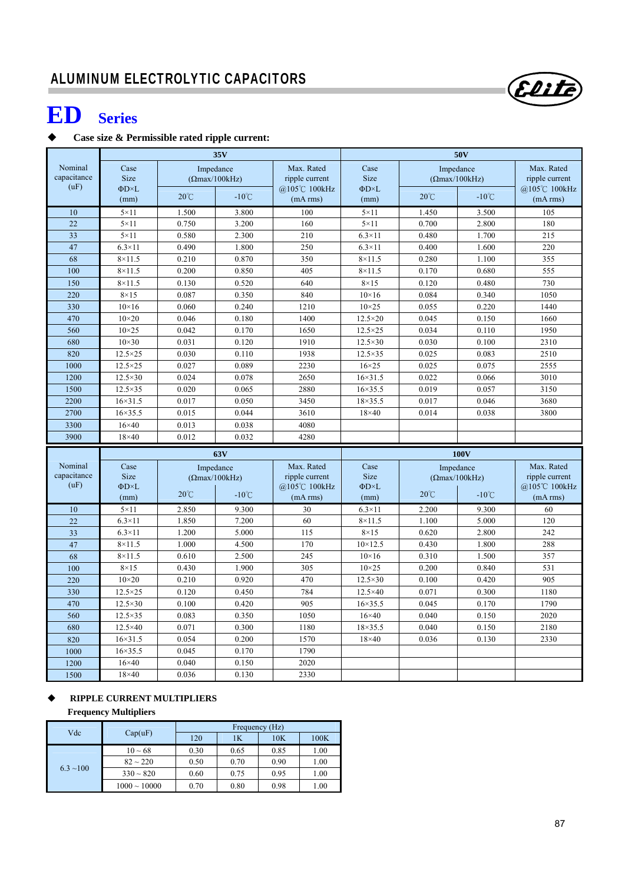# ALUMINUM ELECTROLYTIC CAPACITORS

# ED Series

◆ **Case size & Permissible rated ripple current:**

| Nominal capacitance (uF) | 35V | | | | 50V | | | |
|---|---|---|---|---|---|---|---|---|
| | Case Size ΦD×L (mm) | Impedance (Ωmax/100kHz) | | Max. Rated ripple current @105℃ 100kHz (mA rms) | Case Size ΦD×L (mm) | Impedance (Ωmax/100kHz) | | Max. Rated ripple current @105℃ 100kHz (mA rms) |
| | | 20℃ | -10℃ | | | 20℃ | -10℃ | |
| 10 | 5×11 | 1.500 | 3.800 | 100 | 5×11 | 1.450 | 3.500 | 105 |
| 22 | 5×11 | 0.750 | 3.200 | 160 | 5×11 | 0.700 | 2.800 | 180 |
| 33 | 5×11 | 0.580 | 2.300 | 210 | 6.3×11 | 0.480 | 1.700 | 215 |
| 47 | 6.3×11 | 0.490 | 1.800 | 250 | 6.3×11 | 0.400 | 1.600 | 220 |
| 68 | 8×11.5 | 0.210 | 0.870 | 350 | 8×11.5 | 0.280 | 1.100 | 355 |
| 100 | 8×11.5 | 0.200 | 0.850 | 405 | 8×11.5 | 0.170 | 0.680 | 555 |
| 150 | 8×11.5 | 0.130 | 0.520 | 640 | 8×15 | 0.120 | 0.480 | 730 |
| 220 | 8×15 | 0.087 | 0.350 | 840 | 10×16 | 0.084 | 0.340 | 1050 |
| 330 | 10×16 | 0.060 | 0.240 | 1210 | 10×25 | 0.055 | 0.220 | 1440 |
| 470 | 10×20 | 0.046 | 0.180 | 1400 | 12.5×20 | 0.045 | 0.150 | 1660 |
| 560 | 10×25 | 0.042 | 0.170 | 1650 | 12.5×25 | 0.034 | 0.110 | 1950 |
| 680 | 10×30 | 0.031 | 0.120 | 1910 | 12.5×30 | 0.030 | 0.100 | 2310 |
| 820 | 12.5×25 | 0.030 | 0.110 | 1938 | 12.5×35 | 0.025 | 0.083 | 2510 |
| 1000 | 12.5×25 | 0.027 | 0.089 | 2230 | 16×25 | 0.025 | 0.075 | 2555 |
| 1200 | 12.5×30 | 0.024 | 0.078 | 2650 | 16×31.5 | 0.022 | 0.066 | 3010 |
| 1500 | 12.5×35 | 0.020 | 0.065 | 2880 | 16×35.5 | 0.019 | 0.057 | 3150 |
| 2200 | 16×31.5 | 0.017 | 0.050 | 3450 | 18×35.5 | 0.017 | 0.046 | 3680 |
| 2700 | 16×35.5 | 0.015 | 0.044 | 3610 | 18×40 | 0.014 | 0.038 | 3800 |
| 3300 | 16×40 | 0.013 | 0.038 | 4080 | | | | |
| 3900 | 18×40 | 0.012 | 0.032 | 4280 | | | | |

| Nominal capacitance (uF) | 63V | | | | 100V | | | |
|---|---|---|---|---|---|---|---|---|
| | Case Size ΦD×L (mm) | Impedance (Ωmax/100kHz) | | Max. Rated ripple current @105℃ 100kHz (mA rms) | Case Size ΦD×L (mm) | Impedance (Ωmax/100kHz) | | Max. Rated ripple current @105℃ 100kHz (mA rms) |
| | | 20℃ | -10℃ | | | 20℃ | -10℃ | |
| 10 | 5×11 | 2.850 | 9.300 | 30 | 6.3×11 | 2.200 | 9.300 | 60 |
| 22 | 6.3×11 | 1.850 | 7.200 | 60 | 8×11.5 | 1.100 | 5.000 | 120 |
| 33 | 6.3×11 | 1.200 | 5.000 | 115 | 8×15 | 0.620 | 2.800 | 242 |
| 47 | 8×11.5 | 1.000 | 4.500 | 170 | 10×12.5 | 0.430 | 1.800 | 288 |
| 68 | 8×11.5 | 0.610 | 2.500 | 245 | 10×16 | 0.310 | 1.500 | 357 |
| 100 | 8×15 | 0.430 | 1.900 | 305 | 10×25 | 0.200 | 0.840 | 531 |
| 220 | 10×20 | 0.210 | 0.920 | 470 | 12.5×30 | 0.100 | 0.420 | 905 |
| 330 | 12.5×25 | 0.120 | 0.450 | 784 | 12.5×40 | 0.071 | 0.300 | 1180 |
| 470 | 12.5×30 | 0.100 | 0.420 | 905 | 16×35.5 | 0.045 | 0.170 | 1790 |
| 560 | 12.5×35 | 0.083 | 0.350 | 1050 | 16×40 | 0.040 | 0.150 | 2020 |
| 680 | 12.5×40 | 0.071 | 0.300 | 1180 | 18×35.5 | 0.040 | 0.150 | 2180 |
| 820 | 16×31.5 | 0.054 | 0.200 | 1570 | 18×40 | 0.036 | 0.130 | 2330 |
| 1000 | 16×35.5 | 0.045 | 0.170 | 1790 | | | | |
| 1200 | 16×40 | 0.040 | 0.150 | 2020 | | | | |
| 1500 | 18×40 | 0.036 | 0.130 | 2330 | | | | |

◆ **RIPPLE CURRENT MULTIPLIERS**

**Frequency Multipliers**

| Vdc | Cap(uF) | Frequency (Hz) | | | |
|---|---|---|---|---|---|
| | | 120 | 1K | 10K | 100K |
| 6.3 ~100 | 10 ~ 68 | 0.30 | 0.65 | 0.85 | 1.00 |
| | 82 ~ 220 | 0.50 | 0.70 | 0.90 | 1.00 |
| | 330 ~ 820 | 0.60 | 0.75 | 0.95 | 1.00 |
| | 1000 ~ 10000 | 0.70 | 0.80 | 0.98 | 1.00 |